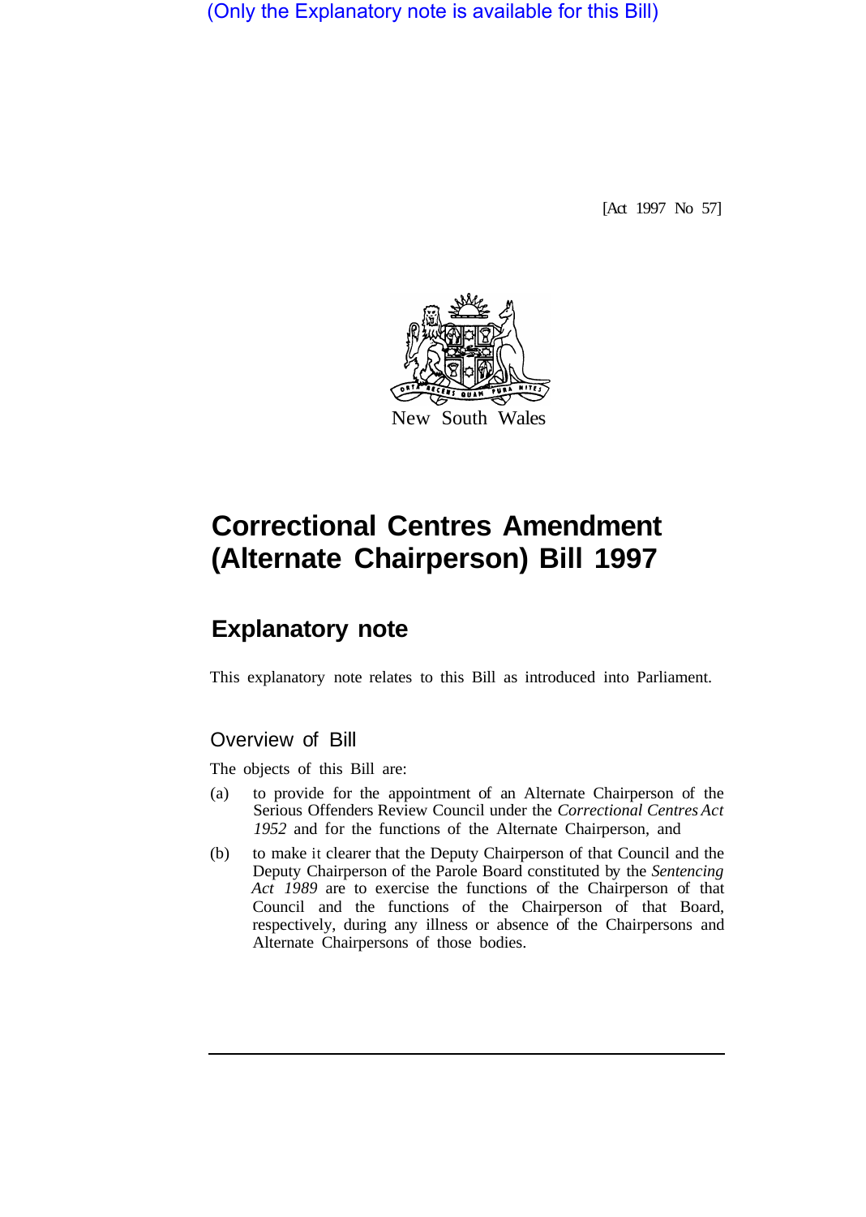(Only the Explanatory note is available for this Bill)

[Act 1997 No 57]

New South Wales

# Correctional Centres Amendment (Alternate Chairperson) Bill 1997

## Explanatory note

This explanatory note relates to this Bill as introduced into Parliament.

### Overview of Bill

The objects of this Bill are:

(a) to provide for the appointment of an Alternate Chairperson of the Serious Offenders Review Council under the *Correctional Centres Act 1952* and for the functions of the Alternate Chairperson, and

(b) to make it clearer that the Deputy Chairperson of that Council and the Deputy Chairperson of the Parole Board constituted by the *Sentencing Act 1989* are to exercise the functions of the Chairperson of that Council and the functions of the Chairperson of that Board, respectively, during any illness or absence of the Chairpersons and Alternate Chairpersons of those bodies.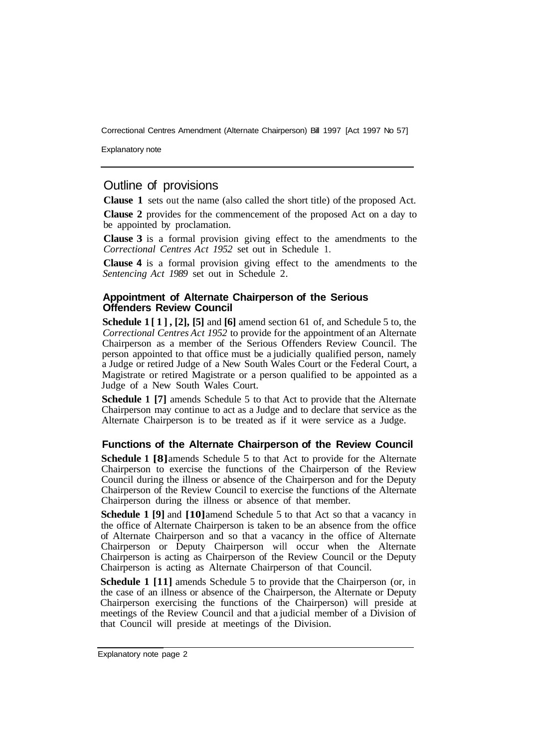## Outline of provisions

**Clause 1** sets out the name (also called the short title) of the proposed Act.

**Clause 2** provides for the commencement of the proposed Act on a day to be appointed by proclamation.

**Clause 3** is a formal provision giving effect to the amendments to the *Correctional Centres Act 1952* set out in Schedule 1.

**Clause 4** is a formal provision giving effect to the amendments to the *Sentencing Act 1989* set out in Schedule 2.

### Appointment of Alternate Chairperson of the Serious Offenders Review Council

**Schedule 1 [1], [2], [5]** and **[6]** amend section 61 of, and Schedule 5 to, the *Correctional Centres Act 1952* to provide for the appointment of an Alternate Chairperson as a member of the Serious Offenders Review Council. The person appointed to that office must be a judicially qualified person, namely a Judge or retired Judge of a New South Wales Court or the Federal Court, a Magistrate or retired Magistrate or a person qualified to be appointed as a Judge of a New South Wales Court.

**Schedule 1 [7]** amends Schedule 5 to that Act to provide that the Alternate Chairperson may continue to act as a Judge and to declare that service as the Alternate Chairperson is to be treated as if it were service as a Judge.

### Functions of the Alternate Chairperson of the Review Council

**Schedule 1 [8]** amends Schedule 5 to that Act to provide for the Alternate Chairperson to exercise the functions of the Chairperson of the Review Council during the illness or absence of the Chairperson and for the Deputy Chairperson of the Review Council to exercise the functions of the Alternate Chairperson during the illness or absence of that member.

**Schedule 1 [9]** and **[10]** amend Schedule 5 to that Act so that a vacancy in the office of Alternate Chairperson is taken to be an absence from the office of Alternate Chairperson and so that a vacancy in the office of Alternate Chairperson or Deputy Chairperson will occur when the Alternate Chairperson is acting as Chairperson of the Review Council or the Deputy Chairperson is acting as Alternate Chairperson of that Council.

**Schedule 1 [11]** amends Schedule 5 to provide that the Chairperson (or, in the case of an illness or absence of the Chairperson, the Alternate or Deputy Chairperson exercising the functions of the Chairperson) will preside at meetings of the Review Council and that a judicial member of a Division of that Council will preside at meetings of the Division.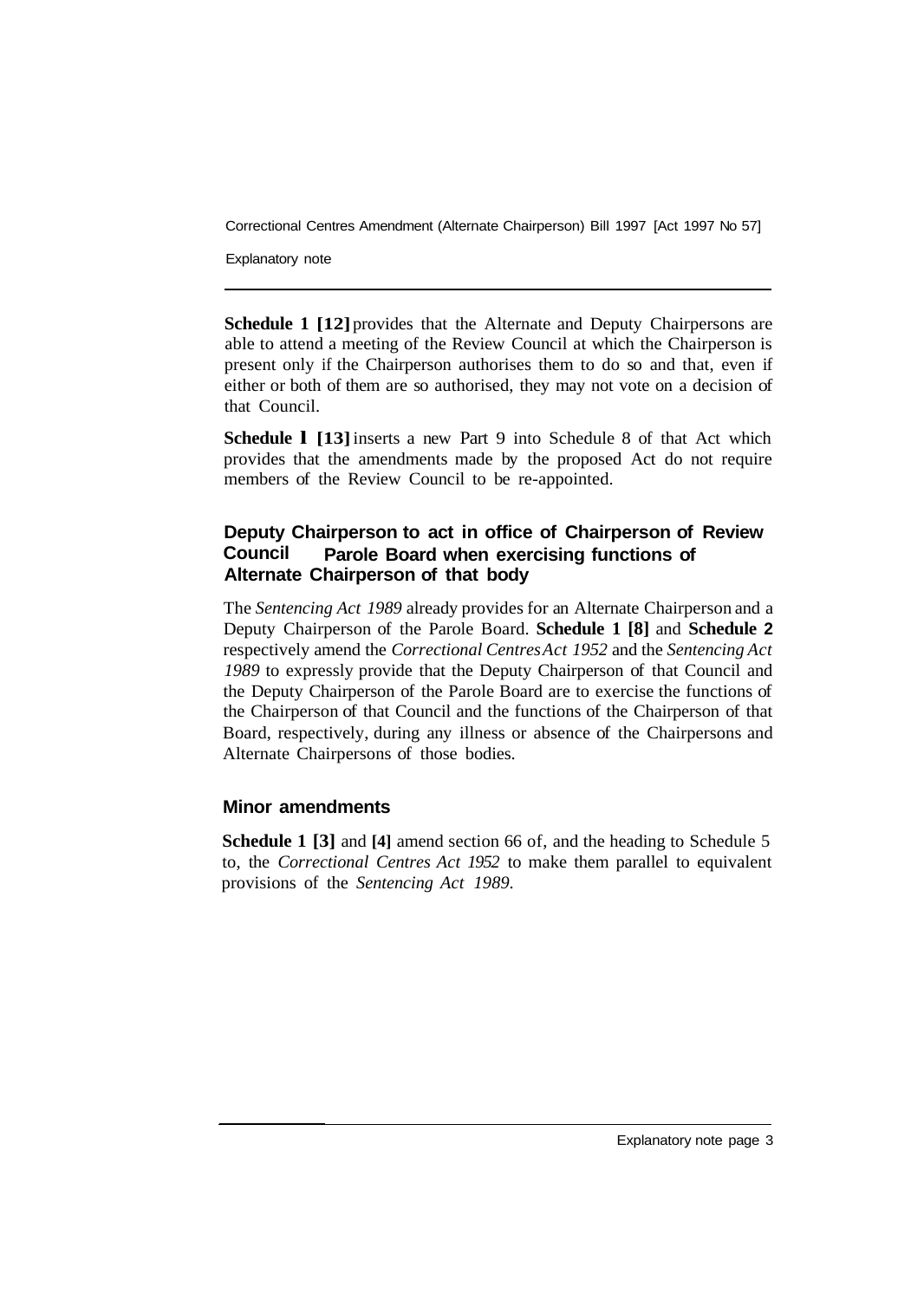**Schedule 1 [12]** provides that the Alternate and Deputy Chairpersons are able to attend a meeting of the Review Council at which the Chairperson is present only if the Chairperson authorises them to do so and that, even if either or both of them are so authorised, they may not vote on a decision of that Council.

**Schedule 1 [13]** inserts a new Part 9 into Schedule 8 of that Act which provides that the amendments made by the proposed Act do not require members of the Review Council to be re-appointed.

### Deputy Chairperson to act in office of Chairperson of Review Council Parole Board when exercising functions of Alternate Chairperson of that body

The *Sentencing Act 1989* already provides for an Alternate Chairperson and a Deputy Chairperson of the Parole Board. **Schedule 1 [8]** and **Schedule 2** respectively amend the *Correctional Centres Act 1952* and the *Sentencing Act 1989* to expressly provide that the Deputy Chairperson of that Council and the Deputy Chairperson of the Parole Board are to exercise the functions of the Chairperson of that Council and the functions of the Chairperson of that Board, respectively, during any illness or absence of the Chairpersons and Alternate Chairpersons of those bodies.

### Minor amendments

**Schedule 1 [3]** and **[4]** amend section 66 of, and the heading to Schedule 5 to, the *Correctional Centres Act 1952* to make them parallel to equivalent provisions of the *Sentencing Act 1989*.